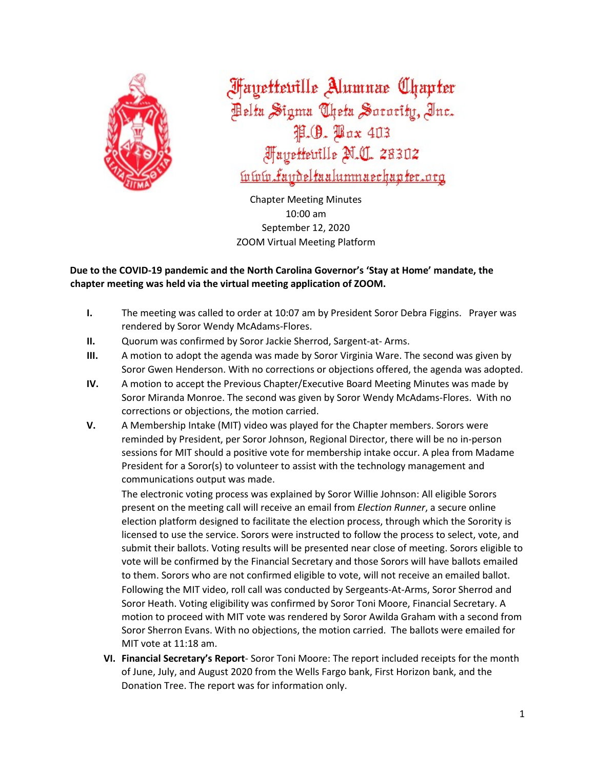# Fayetteville Alumnae Chapter

## Delta Sigma Theta Sorority, Inc.

P.O. Box 403
Fayetteville N.C. 28302
www.faydeltaalumnaechapter.org

Chapter Meeting Minutes
10:00 am
September 12, 2020
ZOOM Virtual Meeting Platform

**Due to the COVID-19 pandemic and the North Carolina Governor's 'Stay at Home' mandate, the chapter meeting was held via the virtual meeting application of ZOOM.**

**I.** The meeting was called to order at 10:07 am by President Soror Debra Figgins. Prayer was rendered by Soror Wendy McAdams-Flores.

**II.** Quorum was confirmed by Soror Jackie Sherrod, Sargent-at- Arms.

**III.** A motion to adopt the agenda was made by Soror Virginia Ware. The second was given by Soror Gwen Henderson. With no corrections or objections offered, the agenda was adopted.

**IV.** A motion to accept the Previous Chapter/Executive Board Meeting Minutes was made by Soror Miranda Monroe. The second was given by Soror Wendy McAdams-Flores. With no corrections or objections, the motion carried.

**V.** A Membership Intake (MIT) video was played for the Chapter members. Sorors were reminded by President, per Soror Johnson, Regional Director, there will be no in-person sessions for MIT should a positive vote for membership intake occur. A plea from Madame President for a Soror(s) to volunteer to assist with the technology management and communications output was made.

The electronic voting process was explained by Soror Willie Johnson: All eligible Sorors present on the meeting call will receive an email from *Election Runner*, a secure online election platform designed to facilitate the election process, through which the Sorority is licensed to use the service. Sorors were instructed to follow the process to select, vote, and submit their ballots. Voting results will be presented near close of meeting. Sorors eligible to vote will be confirmed by the Financial Secretary and those Sorors will have ballots emailed to them. Sorors who are not confirmed eligible to vote, will not receive an emailed ballot. Following the MIT video, roll call was conducted by Sergeants-At-Arms, Soror Sherrod and Soror Heath. Voting eligibility was confirmed by Soror Toni Moore, Financial Secretary. A motion to proceed with MIT vote was rendered by Soror Awilda Graham with a second from Soror Sherron Evans. With no objections, the motion carried. The ballots were emailed for MIT vote at 11:18 am.

**VI. Financial Secretary's Report**- Soror Toni Moore: The report included receipts for the month of June, July, and August 2020 from the Wells Fargo bank, First Horizon bank, and the Donation Tree. The report was for information only.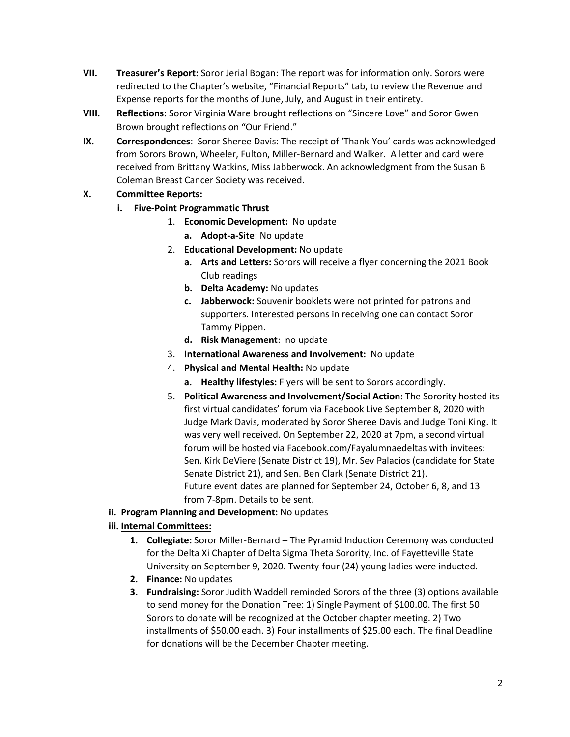- **VII. Treasurer's Report:** Soror Jerial Bogan: The report was for information only. Sorors were redirected to the Chapter's website, "Financial Reports" tab, to review the Revenue and Expense reports for the months of June, July, and August in their entirety.
- **VIII. Reflections:** Soror Virginia Ware brought reflections on "Sincere Love" and Soror Gwen Brown brought reflections on "Our Friend."
- **IX. Correspondences**: Soror Sheree Davis: The receipt of 'Thank-You' cards was acknowledged from Sorors Brown, Wheeler, Fulton, Miller-Bernard and Walker. A letter and card were received from Brittany Watkins, Miss Jabberwock. An acknowledgment from the Susan B Coleman Breast Cancer Society was received.
- **X. Committee Reports:**
  - **i. Five-Point Programmatic Thrust**
    1. **Economic Development:** No update
       - **a. Adopt-a-Site**: No update
    2. **Educational Development:** No update
       - **a. Arts and Letters:** Sorors will receive a flyer concerning the 2021 Book Club readings
       - **b. Delta Academy:** No updates
       - **c. Jabberwock:** Souvenir booklets were not printed for patrons and supporters. Interested persons in receiving one can contact Soror Tammy Pippen.
       - **d. Risk Management**: no update
    3. **International Awareness and Involvement:** No update
    4. **Physical and Mental Health:** No update
       - **a. Healthy lifestyles:** Flyers will be sent to Sorors accordingly.
    5. **Political Awareness and Involvement/Social Action:** The Sorority hosted its first virtual candidates' forum via Facebook Live September 8, 2020 with Judge Mark Davis, moderated by Soror Sheree Davis and Judge Toni King. It was very well received. On September 22, 2020 at 7pm, a second virtual forum will be hosted via Facebook.com/Fayalumnaedeltas with invitees: Sen. Kirk DeViere (Senate District 19), Mr. Sev Palacios (candidate for State Senate District 21), and Sen. Ben Clark (Senate District 21).
       Future event dates are planned for September 24, October 6, 8, and 13 from 7-8pm. Details to be sent.
  - **ii. Program Planning and Development:** No updates
  - **iii. Internal Committees:**
    1. **Collegiate:** Soror Miller-Bernard – The Pyramid Induction Ceremony was conducted for the Delta Xi Chapter of Delta Sigma Theta Sorority, Inc. of Fayetteville State University on September 9, 2020. Twenty-four (24) young ladies were inducted.
    2. **Finance:** No updates
    3. **Fundraising:** Soror Judith Waddell reminded Sorors of the three (3) options available to send money for the Donation Tree: 1) Single Payment of $100.00. The first 50 Sorors to donate will be recognized at the October chapter meeting. 2) Two installments of $50.00 each. 3) Four installments of $25.00 each. The final Deadline for donations will be the December Chapter meeting.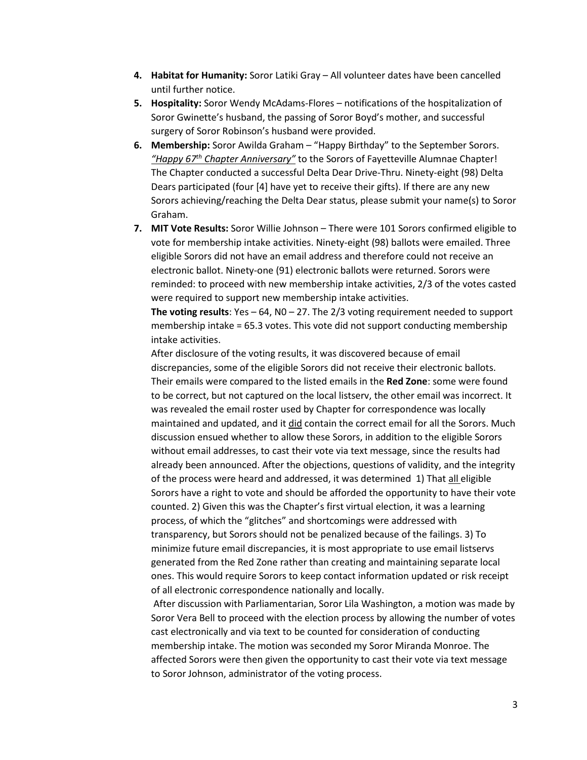4. **Habitat for Humanity:** Soror Latiki Gray – All volunteer dates have been cancelled until further notice.
5. **Hospitality:** Soror Wendy McAdams-Flores – notifications of the hospitalization of Soror Gwinette's husband, the passing of Soror Boyd's mother, and successful surgery of Soror Robinson's husband were provided.
6. **Membership:** Soror Awilda Graham – "Happy Birthday" to the September Sorors. *"Happy 67th Chapter Anniversary"* to the Sorors of Fayetteville Alumnae Chapter! The Chapter conducted a successful Delta Dear Drive-Thru. Ninety-eight (98) Delta Dears participated (four [4] have yet to receive their gifts). If there are any new Sorors achieving/reaching the Delta Dear status, please submit your name(s) to Soror Graham.
7. **MIT Vote Results:** Soror Willie Johnson – There were 101 Sorors confirmed eligible to vote for membership intake activities. Ninety-eight (98) ballots were emailed. Three eligible Sorors did not have an email address and therefore could not receive an electronic ballot. Ninety-one (91) electronic ballots were returned. Sorors were reminded: to proceed with new membership intake activities, 2/3 of the votes casted were required to support new membership intake activities.

   **The voting results**: Yes – 64, N0 – 27. The 2/3 voting requirement needed to support membership intake = 65.3 votes. This vote did not support conducting membership intake activities.

   After disclosure of the voting results, it was discovered because of email discrepancies, some of the eligible Sorors did not receive their electronic ballots. Their emails were compared to the listed emails in the **Red Zone**: some were found to be correct, but not captured on the local listserv, the other email was incorrect. It was revealed the email roster used by Chapter for correspondence was locally maintained and updated, and it did contain the correct email for all the Sorors. Much discussion ensued whether to allow these Sorors, in addition to the eligible Sorors without email addresses, to cast their vote via text message, since the results had already been announced. After the objections, questions of validity, and the integrity of the process were heard and addressed, it was determined 1) That all eligible Sorors have a right to vote and should be afforded the opportunity to have their vote counted. 2) Given this was the Chapter's first virtual election, it was a learning process, of which the "glitches" and shortcomings were addressed with transparency, but Sorors should not be penalized because of the failings. 3) To minimize future email discrepancies, it is most appropriate to use email listservs generated from the Red Zone rather than creating and maintaining separate local ones. This would require Sorors to keep contact information updated or risk receipt of all electronic correspondence nationally and locally.

   After discussion with Parliamentarian, Soror Lila Washington, a motion was made by Soror Vera Bell to proceed with the election process by allowing the number of votes cast electronically and via text to be counted for consideration of conducting membership intake. The motion was seconded my Soror Miranda Monroe. The affected Sorors were then given the opportunity to cast their vote via text message to Soror Johnson, administrator of the voting process.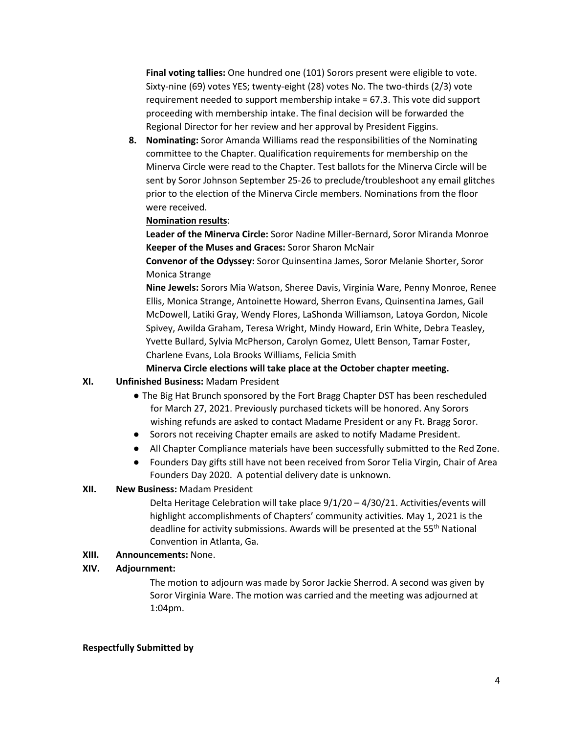**Final voting tallies:** One hundred one (101) Sorors present were eligible to vote. Sixty-nine (69) votes YES; twenty-eight (28) votes No. The two-thirds (2/3) vote requirement needed to support membership intake = 67.3. This vote did support proceeding with membership intake. The final decision will be forwarded the Regional Director for her review and her approval by President Figgins.

8. **Nominating:** Soror Amanda Williams read the responsibilities of the Nominating committee to the Chapter. Qualification requirements for membership on the Minerva Circle were read to the Chapter. Test ballots for the Minerva Circle will be sent by Soror Johnson September 25-26 to preclude/troubleshoot any email glitches prior to the election of the Minerva Circle members. Nominations from the floor were received.

   **Nomination results**:

   **Leader of the Minerva Circle:** Soror Nadine Miller-Bernard, Soror Miranda Monroe
   **Keeper of the Muses and Graces:** Soror Sharon McNair

   **Convenor of the Odyssey:** Soror Quinsentina James, Soror Melanie Shorter, Soror Monica Strange

   **Nine Jewels:** Sorors Mia Watson, Sheree Davis, Virginia Ware, Penny Monroe, Renee Ellis, Monica Strange, Antoinette Howard, Sherron Evans, Quinsentina James, Gail McDowell, Latiki Gray, Wendy Flores, LaShonda Williamson, Latoya Gordon, Nicole Spivey, Awilda Graham, Teresa Wright, Mindy Howard, Erin White, Debra Teasley, Yvette Bullard, Sylvia McPherson, Carolyn Gomez, Ulett Benson, Tamar Foster, Charlene Evans, Lola Brooks Williams, Felicia Smith

   **Minerva Circle elections will take place at the October chapter meeting.**

**XI. Unfinished Business:** Madam President

- The Big Hat Brunch sponsored by the Fort Bragg Chapter DST has been rescheduled for March 27, 2021. Previously purchased tickets will be honored. Any Sorors wishing refunds are asked to contact Madame President or any Ft. Bragg Soror.
- Sorors not receiving Chapter emails are asked to notify Madame President.
- All Chapter Compliance materials have been successfully submitted to the Red Zone.
- Founders Day gifts still have not been received from Soror Telia Virgin, Chair of Area Founders Day 2020. A potential delivery date is unknown.

**XII. New Business:** Madam President

Delta Heritage Celebration will take place 9/1/20 – 4/30/21. Activities/events will highlight accomplishments of Chapters' community activities. May 1, 2021 is the deadline for activity submissions. Awards will be presented at the 55th National Convention in Atlanta, Ga.

**XIII. Announcements:** None.

**XIV. Adjournment:**

The motion to adjourn was made by Soror Jackie Sherrod. A second was given by Soror Virginia Ware. The motion was carried and the meeting was adjourned at 1:04pm.

**Respectfully Submitted by**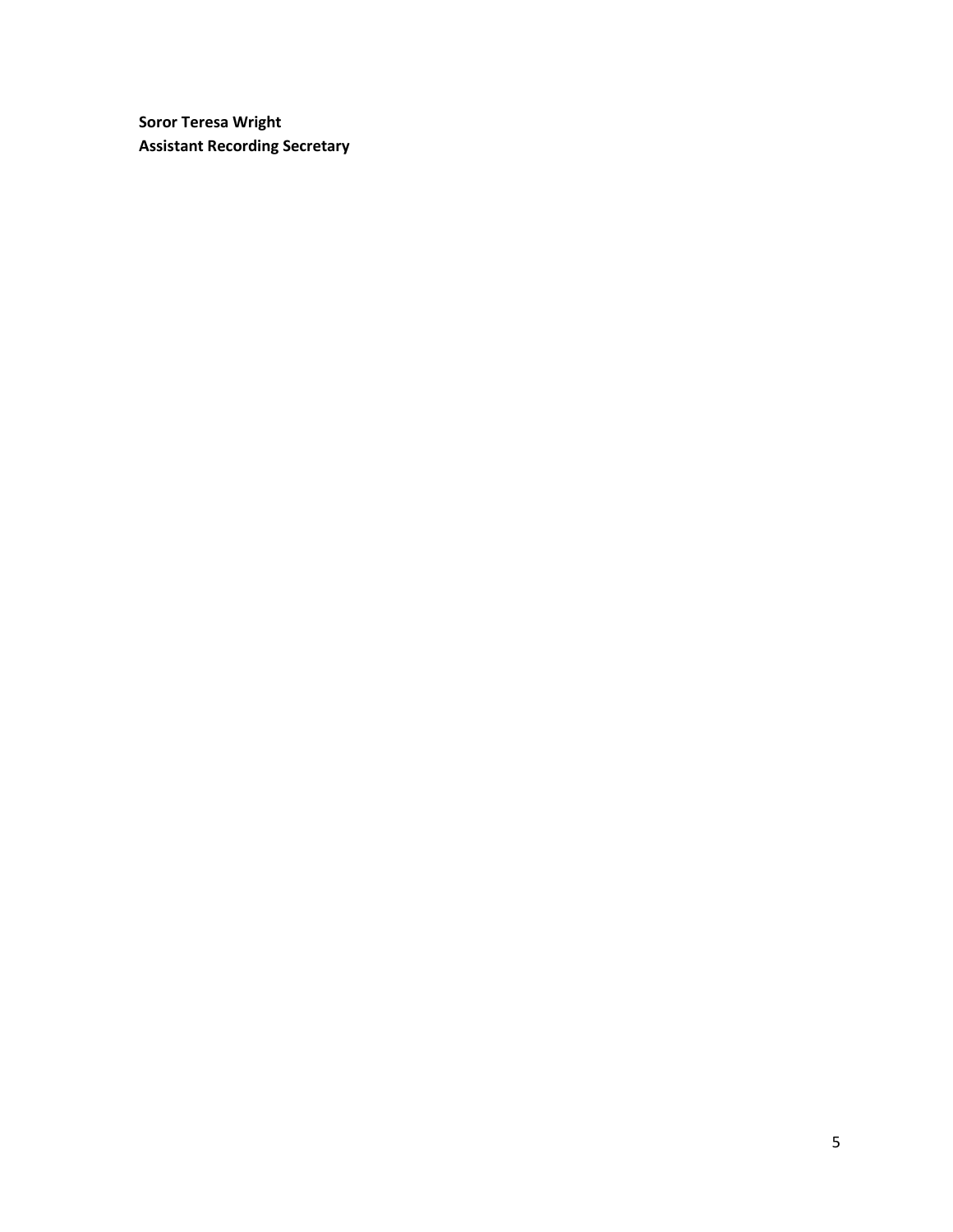**Soror Teresa Wright**
**Assistant Recording Secretary**